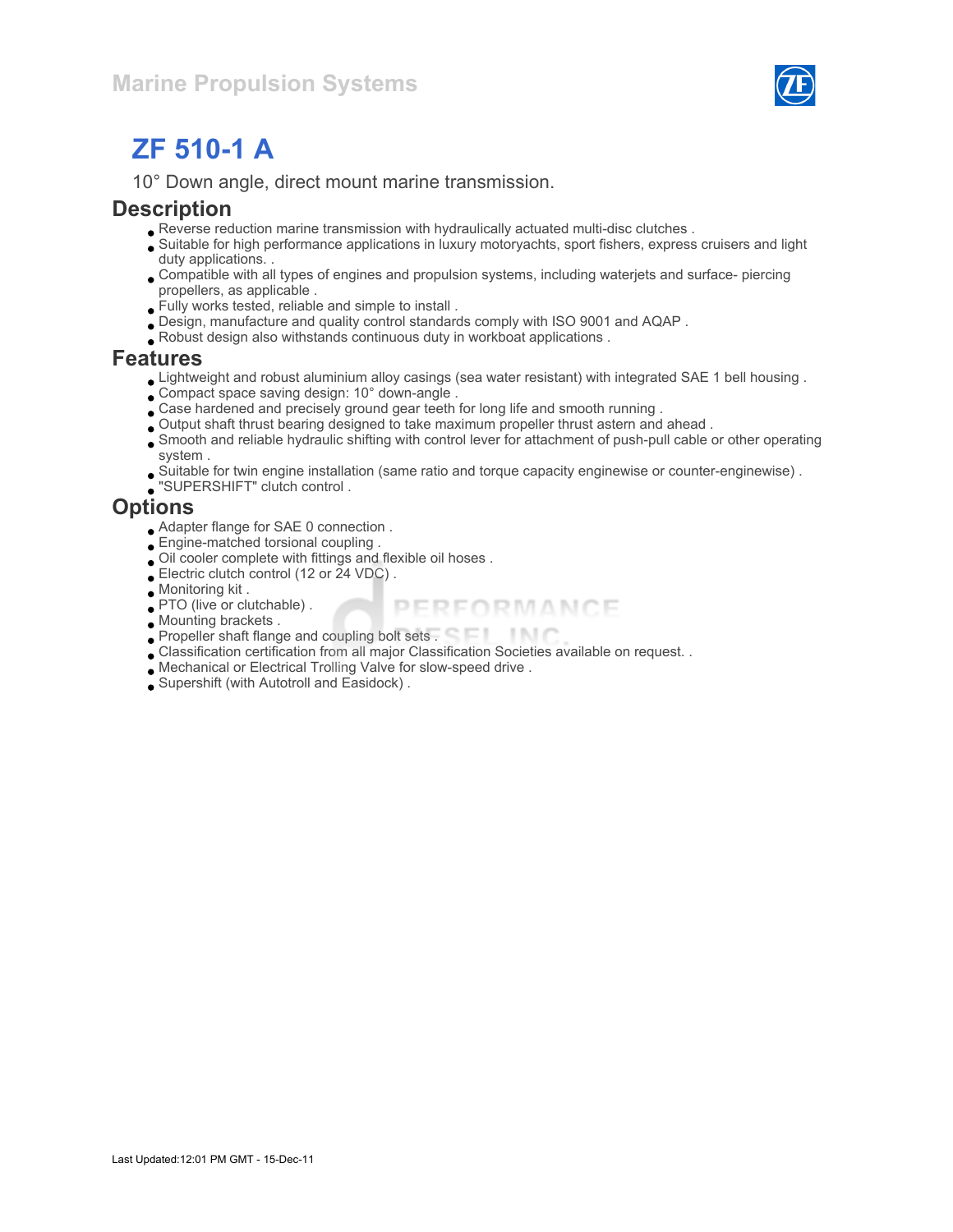Marine Propulsion Systems

# ZF 510-1 A

10° Down angle, direct mount marine transmission.

## Description

- Reverse reduction marine transmission with hydraulically actuated multi-disc clutches .
- Suitable for high performance applications in luxury motoryachts, sport fishers, express cruisers and light duty applications. .
- Compatible with all types of engines and propulsion systems, including waterjets and surface- piercing propellers, as applicable .
- Fully works tested, reliable and simple to install .
- Design, manufacture and quality control standards comply with ISO 9001 and AQAP .
- Robust design also withstands continuous duty in workboat applications .

## Features

- Lightweight and robust aluminium alloy casings (sea water resistant) with integrated SAE 1 bell housing .
- Compact space saving design: 10° down-angle .
- Case hardened and precisely ground gear teeth for long life and smooth running .
- Output shaft thrust bearing designed to take maximum propeller thrust astern and ahead .
- Smooth and reliable hydraulic shifting with control lever for attachment of push-pull cable or other operating system .
- Suitable for twin engine installation (same ratio and torque capacity enginewise or counter-enginewise) .
- "SUPERSHIFT" clutch control .

## Options

- Adapter flange for SAE 0 connection .
- Engine-matched torsional coupling .
- Oil cooler complete with fittings and flexible oil hoses .
- Electric clutch control (12 or 24 VDC) .
- Monitoring kit .
- PTO (live or clutchable) .
- Mounting brackets .
- Propeller shaft flange and coupling bolt sets .
- Classification certification from all major Classification Societies available on request. .
- Mechanical or Electrical Trolling Valve for slow-speed drive .
- Supershift (with Autotroll and Easidock) .

Last Updated:12:01 PM GMT - 15-Dec-11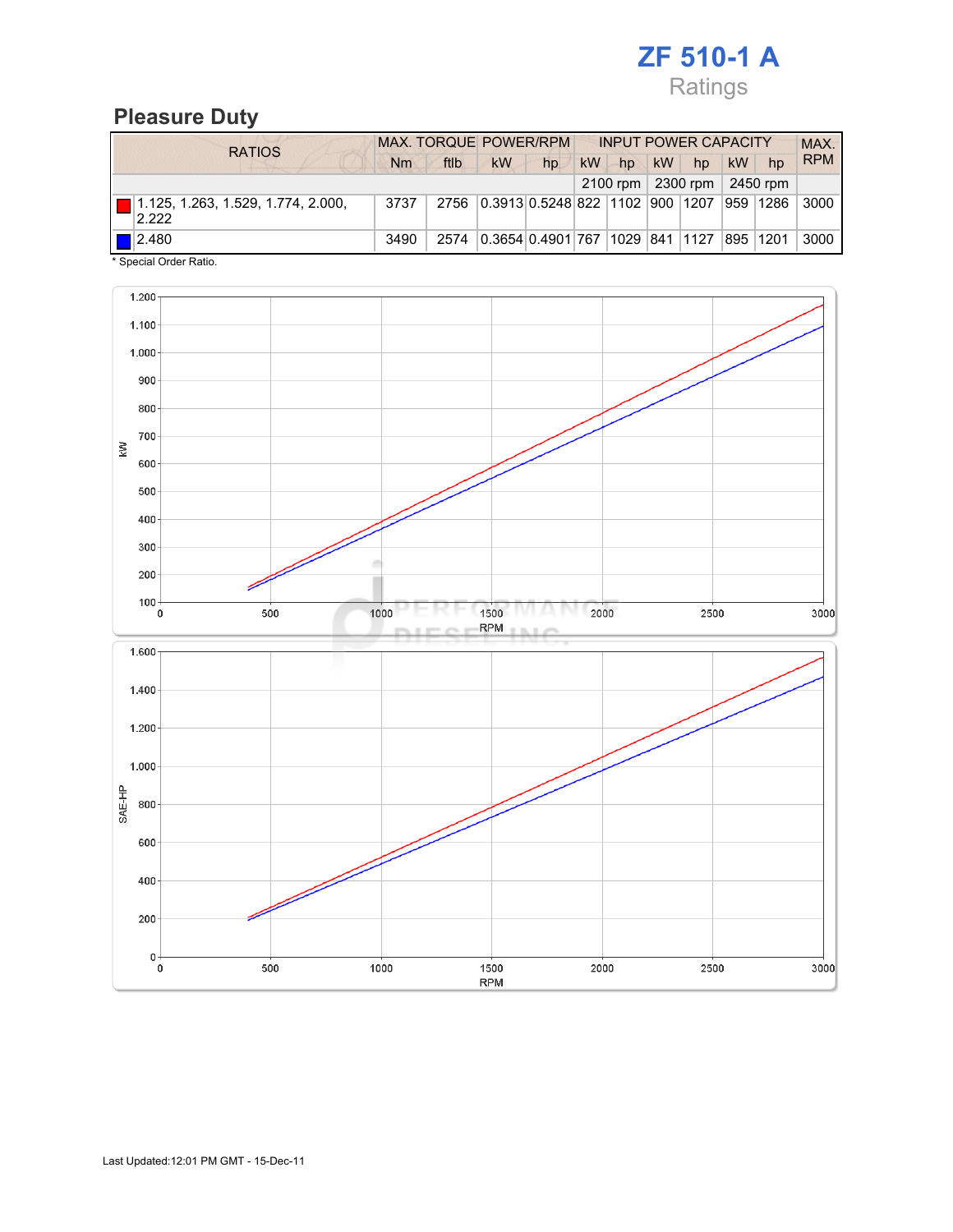# ZF 510-1 A

Ratings

## Pleasure Duty

| RATIOS | MAX. TORQUE | | POWER/RPM | | INPUT POWER CAPACITY | | | | | | MAX. RPM |
|---|---|---|---|---|---|---|---|---|---|---|---|
| | Nm | ftlb | kW | hp | kW | hp | kW | hp | kW | hp | |
| | | | | | 2100 rpm | | 2300 rpm | | 2450 rpm | | |
| 1.125, 1.263, 1.529, 1.774, 2.000, 2.222 | 3737 | 2756 | 0.3913 | 0.5248 | 822 | 1102 | 900 | 1207 | 959 | 1286 | 3000 |
| 2.480 | 3490 | 2574 | 0.3654 | 0.4901 | 767 | 1029 | 841 | 1127 | 895 | 1201 | 3000 |

* Special Order Ratio.

kW
1.200
1.100
1.000
900
800
700
600
500
400
300
200
100
0 500 1000 1500 2000 2500 3000
RPM

SAE-HP
1.600
1.400
1.200
1.000
800
600
400
200
0
0 500 1000 1500 2000 2500 3000
RPM

Last Updated:12:01 PM GMT - 15-Dec-11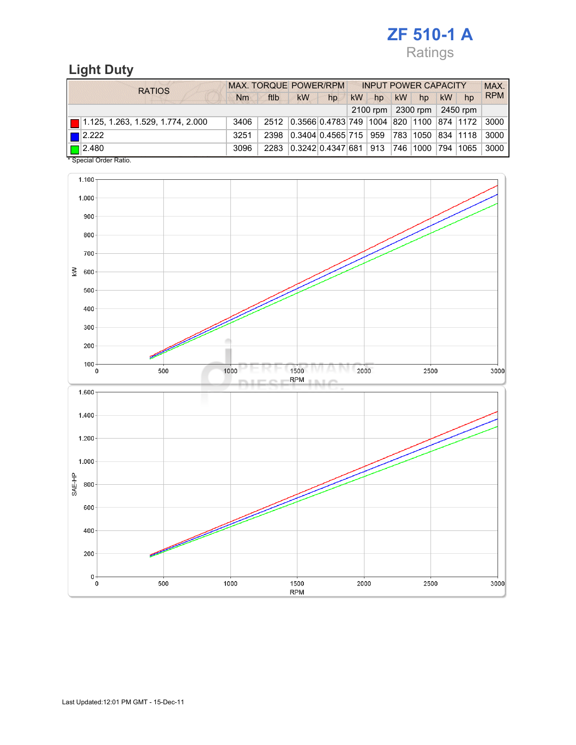# ZF 510-1 A
Ratings

## Light Duty

| RATIOS | MAX. TORQUE | | POWER/RPM | | INPUT POWER CAPACITY | | | | | | MAX. RPM |
|---|---|---|---|---|---|---|---|---|---|---|---|
| | Nm | ftlb | kW | hp | kW | hp | kW | hp | kW | hp | |
| | | | | | 2100 rpm | | 2300 rpm | | 2450 rpm | | |
| 1.125, 1.263, 1.529, 1.774, 2.000 | 3406 | 2512 | 0.3566 | 0.4783 | 749 | 1004 | 820 | 1100 | 874 | 1172 | 3000 |
| 2.222 | 3251 | 2398 | 0.3404 | 0.4565 | 715 | 959 | 783 | 1050 | 834 | 1118 | 3000 |
| 2.480 | 3096 | 2283 | 0.3242 | 0.4347 | 681 | 913 | 746 | 1000 | 794 | 1065 | 3000 |

* Special Order Ratio.

kW
1.100
1.000
900
800
700
600
500
400
300
200
100
0
500
1000
1500
2000
2500
3000
RPM

SAE-HP
1.600
1.400
1.200
1.000
800
600
400
200
0
0
500
1000
1500
2000
2500
3000
RPM

Last Updated:12:01 PM GMT - 15-Dec-11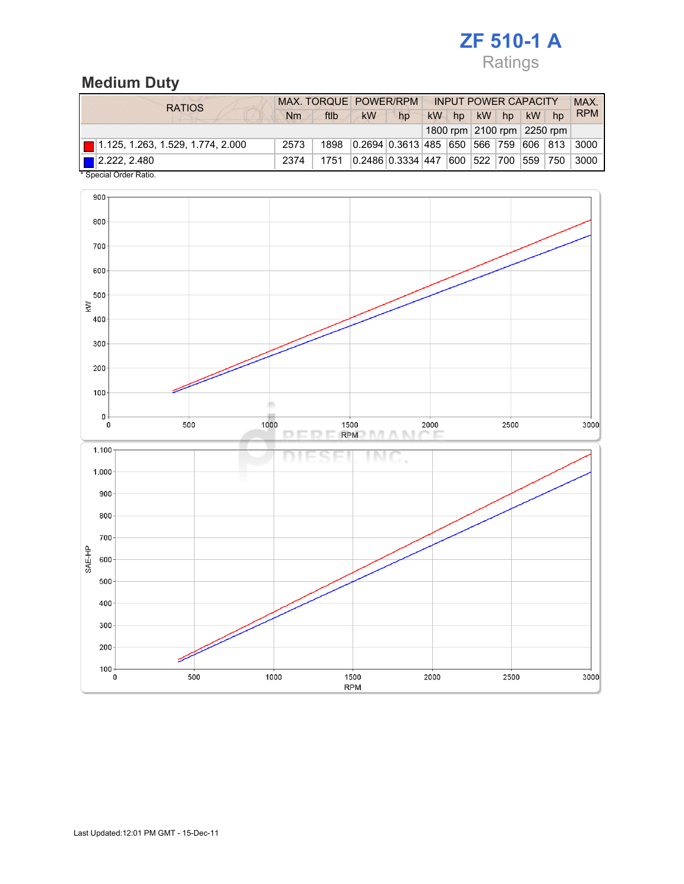# ZF 510-1 A

Ratings

## Medium Duty

| RATIOS | MAX. TORQUE | | POWER/RPM | | INPUT POWER CAPACITY | | | | | | MAX. RPM |
|---|---|---|---|---|---|---|---|---|---|---|---|
| | Nm | ftlb | kW | hp | kW | hp | kW | hp | kW | hp | |
| | | | | | 1800 rpm | | 2100 rpm | | 2250 rpm | | |
| 1.125, 1.263, 1.529, 1.774, 2.000 | 2573 | 1898 | 0.2694 | 0.3613 | 485 | 650 | 566 | 759 | 606 | 813 | 3000 |
| 2.222, 2.480 | 2374 | 1751 | 0.2486 | 0.3334 | 447 | 600 | 522 | 700 | 559 | 750 | 3000 |

* Special Order Ratio.

kW

0 100 200 300 400 500 600 700 800 900

0 500 1000 1500 2000 2500 3000

RPM

SAE-HP

100 200 300 400 500 600 700 800 900 1.000 1.100

0 500 1000 1500 2000 2500 3000

RPM

Last Updated:12:01 PM GMT - 15-Dec-11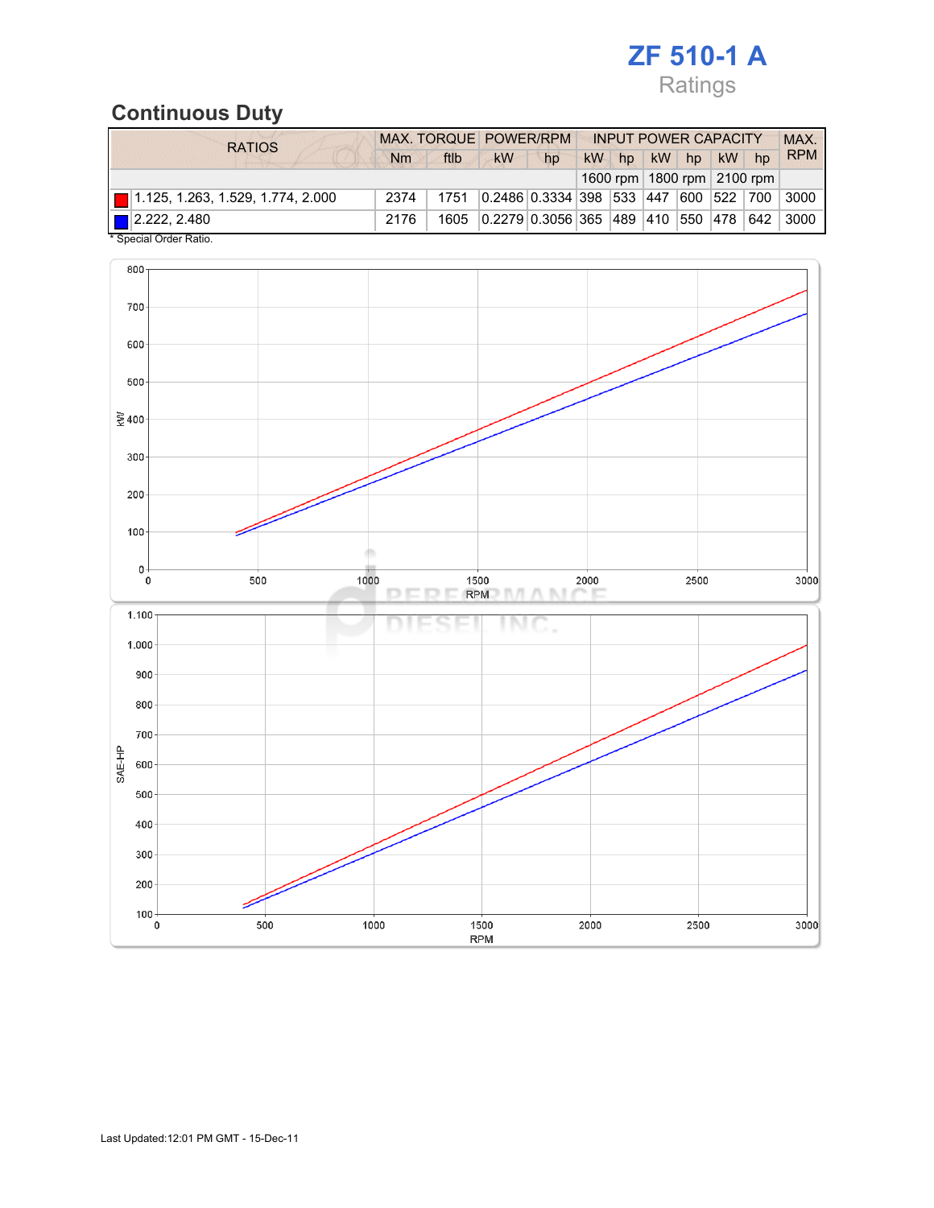# ZF 510-1 A

Ratings

## Continuous Duty

| RATIOS | MAX. TORQUE | | POWER/RPM | | INPUT POWER CAPACITY | | | | | | MAX. RPM |
|---|---|---|---|---|---|---|---|---|---|---|---|
| | Nm | ftlb | kW | hp | kW | hp | kW | hp | kW | hp | |
| | | | | | 1600 rpm | | 1800 rpm | | 2100 rpm | | |
| 1.125, 1.263, 1.529, 1.774, 2.000 | 2374 | 1751 | 0.2486 | 0.3334 | 398 | 533 | 447 | 600 | 522 | 700 | 3000 |
| 2.222, 2.480 | 2176 | 1605 | 0.2279 | 0.3056 | 365 | 489 | 410 | 550 | 478 | 642 | 3000 |

* Special Order Ratio.

kW
800
700
600
500
400
300
200
100
0
0 500 1000 1500 2000 2500 3000
RPM

SAE-HP
1.100
1.000
900
800
700
600
500
400
300
200
100
0 500 1000 1500 2000 2500 3000
RPM

Last Updated:12:01 PM GMT - 15-Dec-11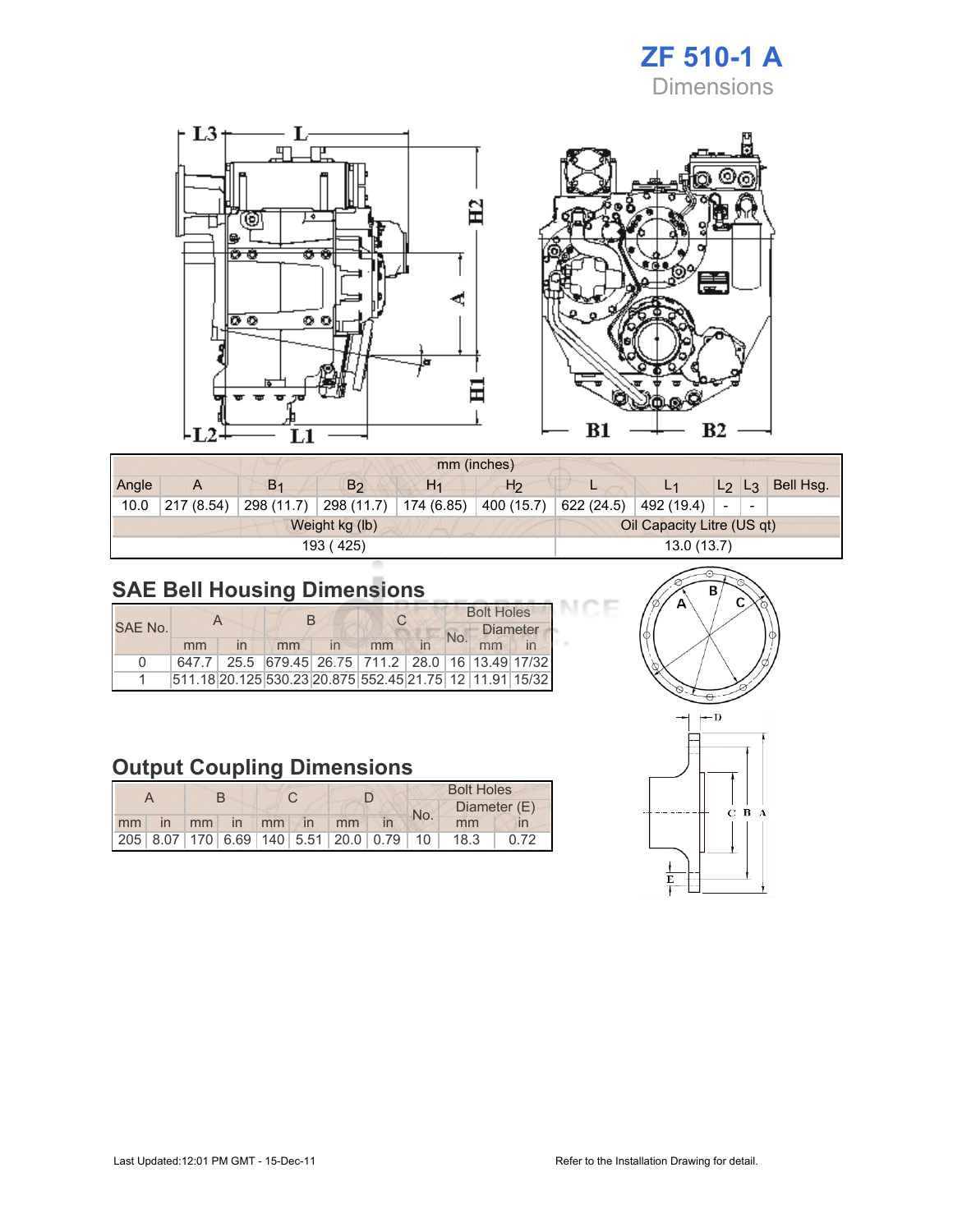# ZF 510-1 A

Dimensions

L3 L H2 A H1 L2 L1 B1 B2

| mm (inches) | | | | | | | | | | |
|---|---|---|---|---|---|---|---|---|---|---|
| Angle | A | $B_1$ | $B_2$ | $H_1$ | $H_2$ | L | $L_1$ | $L_2$ | $L_3$ | Bell Hsg. |
| 10.0 | 217 (8.54) | 298 (11.7) | 298 (11.7) | 174 (6.85) | 400 (15.7) | 622 (24.5) | 492 (19.4) | - | - | |

| Weight kg (lb) | Oil Capacity Litre (US qt) |
|---|---|
| 193 ( 425) | 13.0 (13.7) |

## SAE Bell Housing Dimensions

| SAE No. | A | | B | | C | | Bolt Holes | | |
|---|---|---|---|---|---|---|---|---|---|
| | | | | | | | No. | Diameter | |
| | mm | in | mm | in | mm | in | | mm | in |
| 0 | 647.7 | 25.5 | 679.45 | 26.75 | 711.2 | 28.0 | 16 | 13.49 | 17/32 |
| 1 | 511.18 | 20.125 | 530.23 | 20.875 | 552.45 | 21.75 | 12 | 11.91 | 15/32 |

## Output Coupling Dimensions

| A | | B | | C | | D | | Bolt Holes | | |
|---|---|---|---|---|---|---|---|---|---|---|
| | | | | | | | | No. | Diameter (E) | |
| mm | in | mm | in | mm | in | mm | in | | mm | in |
| 205 | 8.07 | 170 | 6.69 | 140 | 5.51 | 20.0 | 0.79 | 10 | 18.3 | 0.72 |

A B C

D C B A E

Last Updated:12:01 PM GMT - 15-Dec-11

Refer to the Installation Drawing for detail.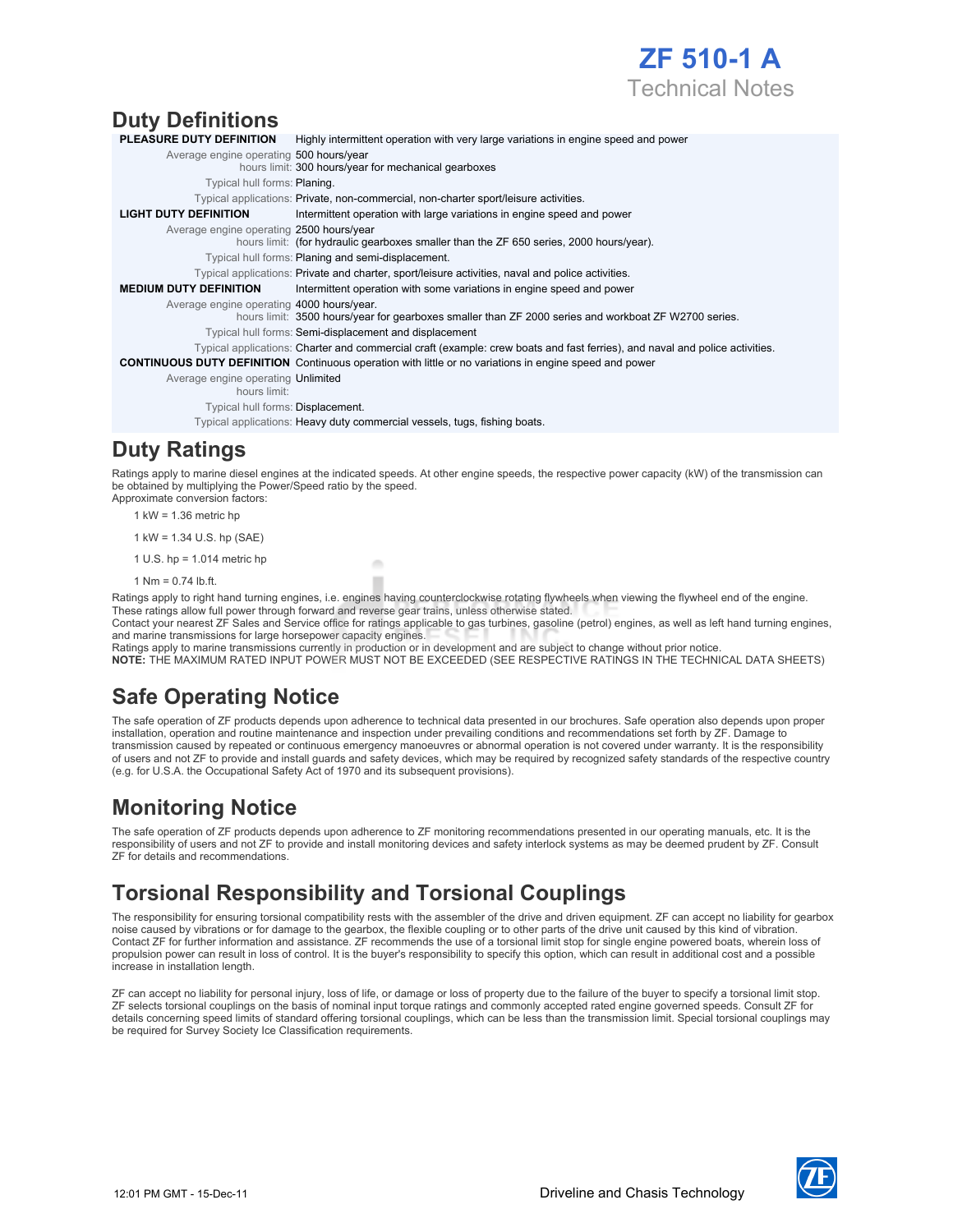# ZF 510-1 A

Technical Notes

## Duty Definitions

| | |
|---|---|
| **PLEASURE DUTY DEFINITION** | Highly intermittent operation with very large variations in engine speed and power |
| Average engine operating hours limit: | 500 hours/year<br>300 hours/year for mechanical gearboxes |
| Typical hull forms: | Planing. |
| Typical applications: | Private, non-commercial, non-charter sport/leisure activities. |
| **LIGHT DUTY DEFINITION** | Intermittent operation with large variations in engine speed and power |
| Average engine operating hours limit: | 2500 hours/year<br>(for hydraulic gearboxes smaller than the ZF 650 series, 2000 hours/year). |
| Typical hull forms: | Planing and semi-displacement. |
| Typical applications: | Private and charter, sport/leisure activities, naval and police activities. |
| **MEDIUM DUTY DEFINITION** | Intermittent operation with some variations in engine speed and power |
| Average engine operating hours limit: | 4000 hours/year.<br>3500 hours/year for gearboxes smaller than ZF 2000 series and workboat ZF W2700 series. |
| Typical hull forms: | Semi-displacement and displacement |
| Typical applications: | Charter and commercial craft (example: crew boats and fast ferries), and naval and police activities. |
| **CONTINUOUS DUTY DEFINITION** | Continuous operation with little or no variations in engine speed and power |
| Average engine operating hours limit: | Unlimited |
| Typical hull forms: | Displacement. |
| Typical applications: | Heavy duty commercial vessels, tugs, fishing boats. |

## Duty Ratings

Ratings apply to marine diesel engines at the indicated speeds. At other engine speeds, the respective power capacity (kW) of the transmission can be obtained by multiplying the Power/Speed ratio by the speed.
Approximate conversion factors:

1 kW = 1.36 metric hp

1 kW = 1.34 U.S. hp (SAE)

1 U.S. hp = 1.014 metric hp

1 Nm = 0.74 lb.ft.

Ratings apply to right hand turning engines, i.e. engines having counterclockwise rotating flywheels when viewing the flywheel end of the engine. These ratings allow full power through forward and reverse gear trains, unless otherwise stated.
Contact your nearest ZF Sales and Service office for ratings applicable to gas turbines, gasoline (petrol) engines, as well as left hand turning engines, and marine transmissions for large horsepower capacity engines.
Ratings apply to marine transmissions currently in production or in development and are subject to change without prior notice.
**NOTE:** THE MAXIMUM RATED INPUT POWER MUST NOT BE EXCEEDED (SEE RESPECTIVE RATINGS IN THE TECHNICAL DATA SHEETS)

## Safe Operating Notice

The safe operation of ZF products depends upon adherence to technical data presented in our brochures. Safe operation also depends upon proper installation, operation and routine maintenance and inspection under prevailing conditions and recommendations set forth by ZF. Damage to transmission caused by repeated or continuous emergency manoeuvres or abnormal operation is not covered under warranty. It is the responsibility of users and not ZF to provide and install guards and safety devices, which may be required by recognized safety standards of the respective country (e.g. for U.S.A. the Occupational Safety Act of 1970 and its subsequent provisions).

## Monitoring Notice

The safe operation of ZF products depends upon adherence to ZF monitoring recommendations presented in our operating manuals, etc. It is the responsibility of users and not ZF to provide and install monitoring devices and safety interlock systems as may be deemed prudent by ZF. Consult ZF for details and recommendations.

## Torsional Responsibility and Torsional Couplings

The responsibility for ensuring torsional compatibility rests with the assembler of the drive and driven equipment. ZF can accept no liability for gearbox noise caused by vibrations or for damage to the gearbox, the flexible coupling or to other parts of the drive unit caused by this kind of vibration. Contact ZF for further information and assistance. ZF recommends the use of a torsional limit stop for single engine powered boats, wherein loss of propulsion power can result in loss of control. It is the buyer's responsibility to specify this option, which can result in additional cost and a possible increase in installation length.

ZF can accept no liability for personal injury, loss of life, or damage or loss of property due to the failure of the buyer to specify a torsional limit stop. ZF selects torsional couplings on the basis of nominal input torque ratings and commonly accepted rated engine governed speeds. Consult ZF for details concerning speed limits of standard offering torsional couplings, which can be less than the transmission limit. Special torsional couplings may be required for Survey Society Ice Classification requirements.